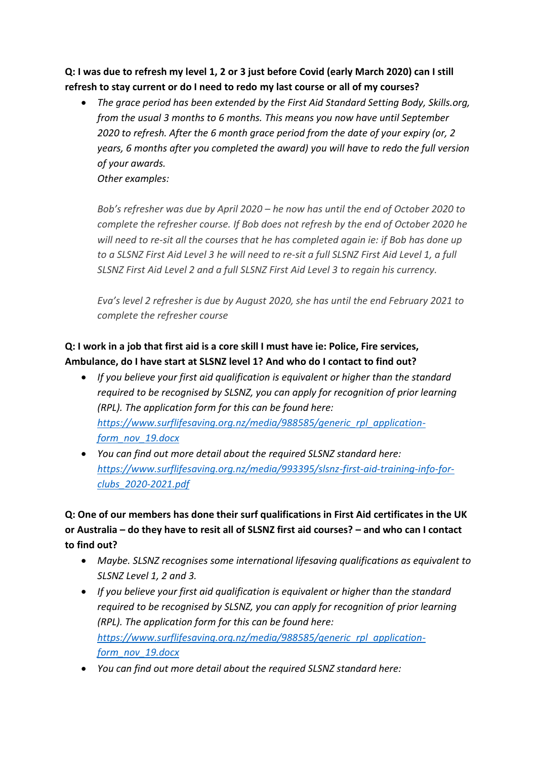**Q: I was due to refresh my level 1, 2 or 3 just before Covid (early March 2020) can I still refresh to stay current or do I need to redo my last course or all of my courses?**

- *The grace period has been extended by the First Aid Standard Setting Body, Skills.org, from the usual 3 months to 6 months. This means you now have until September 2020 to refresh. After the 6 month grace period from the date of your expiry (or, 2 years, 6 months after you completed the award) you will have to redo the full version of your awards.*
  *Other examples:*

  *Bob's refresher was due by April 2020 – he now has until the end of October 2020 to complete the refresher course. If Bob does not refresh by the end of October 2020 he will need to re-sit all the courses that he has completed again ie: if Bob has done up to a SLSNZ First Aid Level 3 he will need to re-sit a full SLSNZ First Aid Level 1, a full SLSNZ First Aid Level 2 and a full SLSNZ First Aid Level 3 to regain his currency.*

  *Eva's level 2 refresher is due by August 2020, she has until the end February 2021 to complete the refresher course*

**Q: I work in a job that first aid is a core skill I must have ie: Police, Fire services, Ambulance, do I have start at SLSNZ level 1? And who do I contact to find out?**

- *If you believe your first aid qualification is equivalent or higher than the standard required to be recognised by SLSNZ, you can apply for recognition of prior learning (RPL). The application form for this can be found here: [https://www.surflifesaving.org.nz/media/988585/generic_rpl_application-form_nov_19.docx](https://www.surflifesaving.org.nz/media/988585/generic_rpl_application-form_nov_19.docx)*
- *You can find out more detail about the required SLSNZ standard here: [https://www.surflifesaving.org.nz/media/993395/slsnz-first-aid-training-info-for-clubs_2020-2021.pdf](https://www.surflifesaving.org.nz/media/993395/slsnz-first-aid-training-info-for-clubs_2020-2021.pdf)*

**Q: One of our members has done their surf qualifications in First Aid certificates in the UK or Australia – do they have to resit all of SLSNZ first aid courses? – and who can I contact to find out?**

- *Maybe. SLSNZ recognises some international lifesaving qualifications as equivalent to SLSNZ Level 1, 2 and 3.*
- *If you believe your first aid qualification is equivalent or higher than the standard required to be recognised by SLSNZ, you can apply for recognition of prior learning (RPL). The application form for this can be found here: [https://www.surflifesaving.org.nz/media/988585/generic_rpl_application-form_nov_19.docx](https://www.surflifesaving.org.nz/media/988585/generic_rpl_application-form_nov_19.docx)*
- *You can find out more detail about the required SLSNZ standard here:*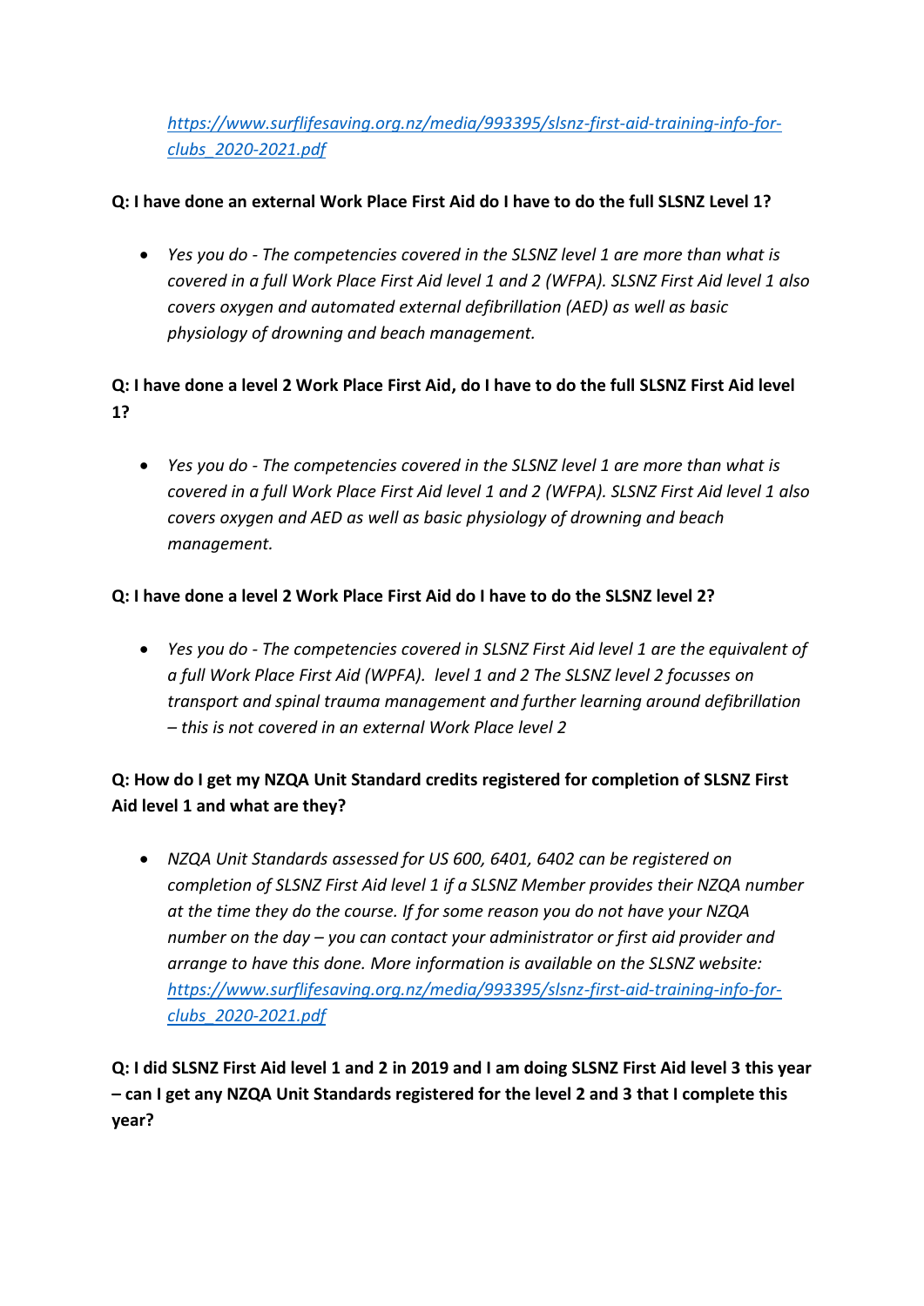*[https://www.surflifesaving.org.nz/media/993395/slsnz-first-aid-training-info-for-clubs_2020-2021.pdf](https://www.surflifesaving.org.nz/media/993395/slsnz-first-aid-training-info-for-clubs_2020-2021.pdf)*

**Q: I have done an external Work Place First Aid do I have to do the full SLSNZ Level 1?**

- *Yes you do - The competencies covered in the SLSNZ level 1 are more than what is covered in a full Work Place First Aid level 1 and 2 (WFPA). SLSNZ First Aid level 1 also covers oxygen and automated external defibrillation (AED) as well as basic physiology of drowning and beach management.*

**Q: I have done a level 2 Work Place First Aid, do I have to do the full SLSNZ First Aid level 1?**

- *Yes you do - The competencies covered in the SLSNZ level 1 are more than what is covered in a full Work Place First Aid level 1 and 2 (WFPA). SLSNZ First Aid level 1 also covers oxygen and AED as well as basic physiology of drowning and beach management.*

**Q: I have done a level 2 Work Place First Aid do I have to do the SLSNZ level 2?**

- *Yes you do - The competencies covered in SLSNZ First Aid level 1 are the equivalent of a full Work Place First Aid (WPFA). level 1 and 2 The SLSNZ level 2 focusses on transport and spinal trauma management and further learning around defibrillation – this is not covered in an external Work Place level 2*

**Q: How do I get my NZQA Unit Standard credits registered for completion of SLSNZ First Aid level 1 and what are they?**

- *NZQA Unit Standards assessed for US 600, 6401, 6402 can be registered on completion of SLSNZ First Aid level 1 if a SLSNZ Member provides their NZQA number at the time they do the course. If for some reason you do not have your NZQA number on the day – you can contact your administrator or first aid provider and arrange to have this done. More information is available on the SLSNZ website: [https://www.surflifesaving.org.nz/media/993395/slsnz-first-aid-training-info-for-clubs_2020-2021.pdf](https://www.surflifesaving.org.nz/media/993395/slsnz-first-aid-training-info-for-clubs_2020-2021.pdf)*

**Q: I did SLSNZ First Aid level 1 and 2 in 2019 and I am doing SLSNZ First Aid level 3 this year – can I get any NZQA Unit Standards registered for the level 2 and 3 that I complete this year?**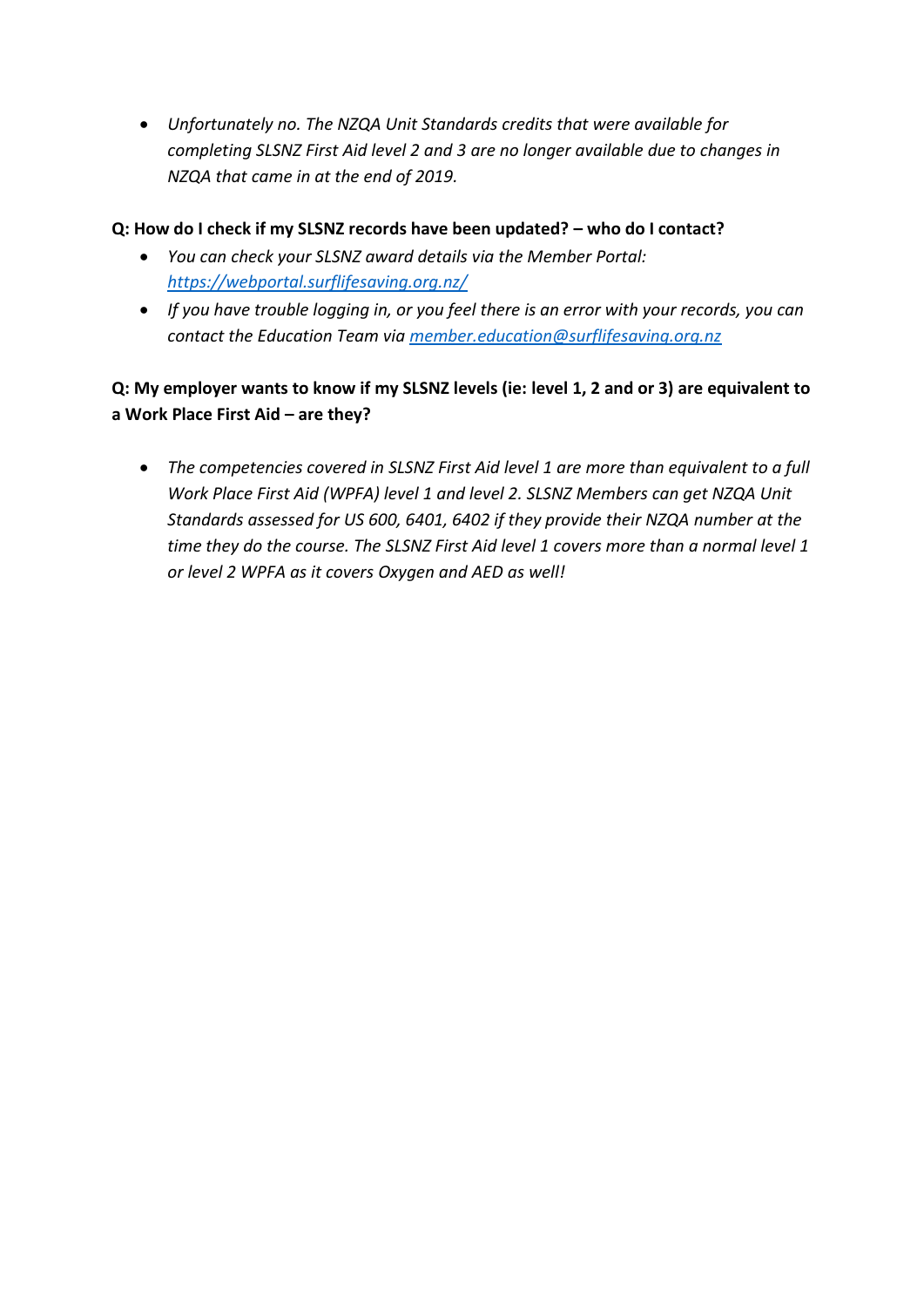- *Unfortunately no. The NZQA Unit Standards credits that were available for completing SLSNZ First Aid level 2 and 3 are no longer available due to changes in NZQA that came in at the end of 2019.*

**Q: How do I check if my SLSNZ records have been updated? – who do I contact?**

- *You can check your SLSNZ award details via the Member Portal: [https://webportal.surflifesaving.org.nz/](https://webportal.surflifesaving.org.nz/)*
- *If you have trouble logging in, or you feel there is an error with your records, you can contact the Education Team via [member.education@surflifesaving.org.nz](mailto:member.education@surflifesaving.org.nz)*

**Q: My employer wants to know if my SLSNZ levels (ie: level 1, 2 and or 3) are equivalent to a Work Place First Aid – are they?**

- *The competencies covered in SLSNZ First Aid level 1 are more than equivalent to a full Work Place First Aid (WPFA) level 1 and level 2. SLSNZ Members can get NZQA Unit Standards assessed for US 600, 6401, 6402 if they provide their NZQA number at the time they do the course. The SLSNZ First Aid level 1 covers more than a normal level 1 or level 2 WPFA as it covers Oxygen and AED as well!*